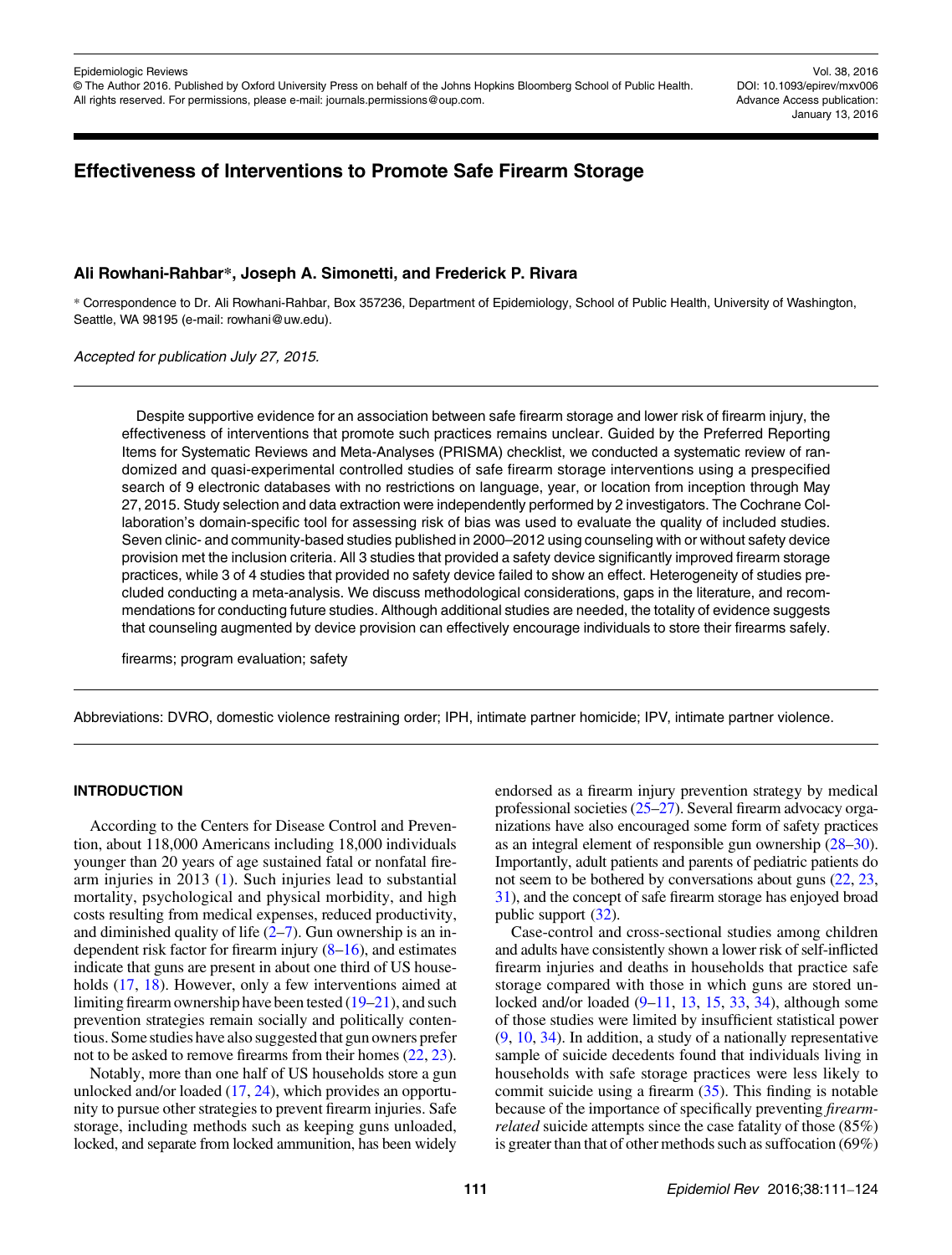# Effectiveness of Interventions to Promote Safe Firearm Storage

**Ali Rowhani-Rahbar\*, Joseph A. Simonetti, and Frederick P. Rivara**

\* Correspondence to Dr. Ali Rowhani-Rahbar, Box 357236, Department of Epidemiology, School of Public Health, University of Washington, Seattle, WA 98195 (e-mail: rowhani@uw.edu).

*Accepted for publication July 27, 2015.*

Despite supportive evidence for an association between safe firearm storage and lower risk of firearm injury, the effectiveness of interventions that promote such practices remains unclear. Guided by the Preferred Reporting Items for Systematic Reviews and Meta-Analyses (PRISMA) checklist, we conducted a systematic review of randomized and quasi-experimental controlled studies of safe firearm storage interventions using a prespecified search of 9 electronic databases with no restrictions on language, year, or location from inception through May 27, 2015. Study selection and data extraction were independently performed by 2 investigators. The Cochrane Collaboration's domain-specific tool for assessing risk of bias was used to evaluate the quality of included studies. Seven clinic- and community-based studies published in 2000–2012 using counseling with or without safety device provision met the inclusion criteria. All 3 studies that provided a safety device significantly improved firearm storage practices, while 3 of 4 studies that provided no safety device failed to show an effect. Heterogeneity of studies precluded conducting a meta-analysis. We discuss methodological considerations, gaps in the literature, and recommendations for conducting future studies. Although additional studies are needed, the totality of evidence suggests that counseling augmented by device provision can effectively encourage individuals to store their firearms safely.

firearms; program evaluation; safety

Abbreviations: DVRO, domestic violence restraining order; IPH, intimate partner homicide; IPV, intimate partner violence.

## INTRODUCTION

According to the Centers for Disease Control and Prevention, about 118,000 Americans including 18,000 individuals younger than 20 years of age sustained fatal or nonfatal firearm injuries in 2013 (1). Such injuries lead to substantial mortality, psychological and physical morbidity, and high costs resulting from medical expenses, reduced productivity, and diminished quality of life (2–7). Gun ownership is an independent risk factor for firearm injury (8–16), and estimates indicate that guns are present in about one third of US households (17, 18). However, only a few interventions aimed at limiting firearm ownership have been tested (19–21), and such prevention strategies remain socially and politically contentious. Some studies have also suggested that gun owners prefer not to be asked to remove firearms from their homes (22, 23).

Notably, more than one half of US households store a gun unlocked and/or loaded (17, 24), which provides an opportunity to pursue other strategies to prevent firearm injuries. Safe storage, including methods such as keeping guns unloaded, locked, and separate from locked ammunition, has been widely endorsed as a firearm injury prevention strategy by medical professional societies (25–27). Several firearm advocacy organizations have also encouraged some form of safety practices as an integral element of responsible gun ownership (28–30). Importantly, adult patients and parents of pediatric patients do not seem to be bothered by conversations about guns (22, 23, 31), and the concept of safe firearm storage has enjoyed broad public support (32).

Case-control and cross-sectional studies among children and adults have consistently shown a lower risk of self-inflicted firearm injuries and deaths in households that practice safe storage compared with those in which guns are stored unlocked and/or loaded (9–11, 13, 15, 33, 34), although some of those studies were limited by insufficient statistical power (9, 10, 34). In addition, a study of a nationally representative sample of suicide decedents found that individuals living in households with safe storage practices were less likely to commit suicide using a firearm (35). This finding is notable because of the importance of specifically preventing *firearm-related* suicide attempts since the case fatality of those (85%) is greater than that of other methods such as suffocation (69%)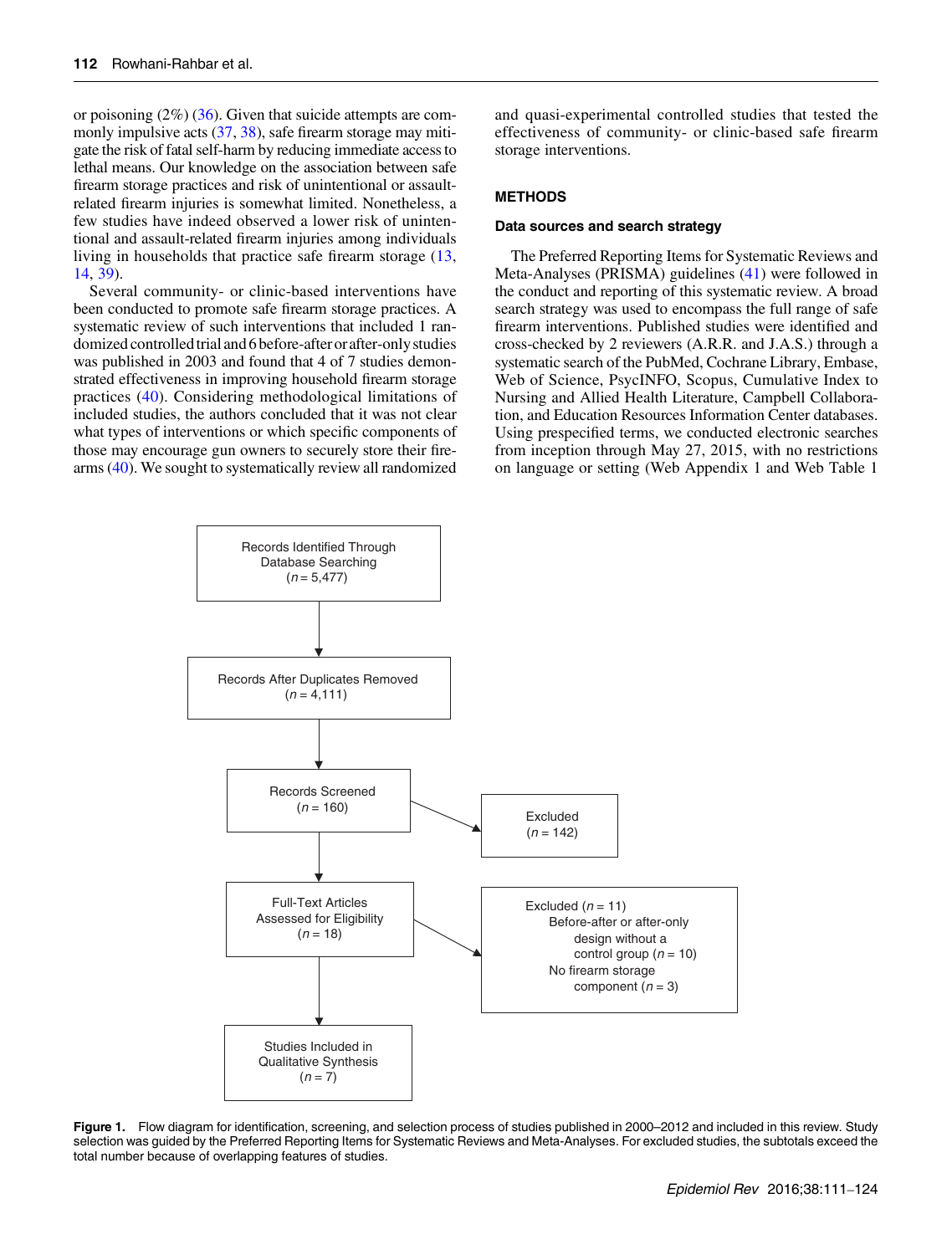or poisoning (2%) (36). Given that suicide attempts are commonly impulsive acts (37, 38), safe firearm storage may mitigate the risk of fatal self-harm by reducing immediate access to lethal means. Our knowledge on the association between safe firearm storage practices and risk of unintentional or assault-related firearm injuries is somewhat limited. Nonetheless, a few studies have indeed observed a lower risk of unintentional and assault-related firearm injuries among individuals living in households that practice safe firearm storage (13, 14, 39).

Several community- or clinic-based interventions have been conducted to promote safe firearm storage practices. A systematic review of such interventions that included 1 randomized controlled trial and 6 before-after or after-only studies was published in 2003 and found that 4 of 7 studies demonstrated effectiveness in improving household firearm storage practices (40). Considering methodological limitations of included studies, the authors concluded that it was not clear what types of interventions or which specific components of those may encourage gun owners to securely store their firearms (40). We sought to systematically review all randomized and quasi-experimental controlled studies that tested the effectiveness of community- or clinic-based safe firearm storage interventions.

## METHODS

### Data sources and search strategy

The Preferred Reporting Items for Systematic Reviews and Meta-Analyses (PRISMA) guidelines (41) were followed in the conduct and reporting of this systematic review. A broad search strategy was used to encompass the full range of safe firearm interventions. Published studies were identified and cross-checked by 2 reviewers (A.R.R. and J.A.S.) through a systematic search of the PubMed, Cochrane Library, Embase, Web of Science, PsycINFO, Scopus, Cumulative Index to Nursing and Allied Health Literature, Campbell Collaboration, and Education Resources Information Center databases. Using prespecified terms, we conducted electronic searches from inception through May 27, 2015, with no restrictions on language or setting (Web Appendix 1 and Web Table 1

Records Identified Through Database Searching ($n$ = 5,477)
→ Records After Duplicates Removed ($n$ = 4,111)
→ Records Screened ($n$ = 160) → Excluded ($n$ = 142)
→ Full-Text Articles Assessed for Eligibility ($n$ = 18) → Excluded ($n$ = 11): Before-after or after-only design without a control group ($n$ = 10); No firearm storage component ($n$ = 3)
→ Studies Included in Qualitative Synthesis ($n$ = 7)

**Figure 1.** Flow diagram for identification, screening, and selection process of studies published in 2000–2012 and included in this review. Study selection was guided by the Preferred Reporting Items for Systematic Reviews and Meta-Analyses. For excluded studies, the subtotals exceed the total number because of overlapping features of studies.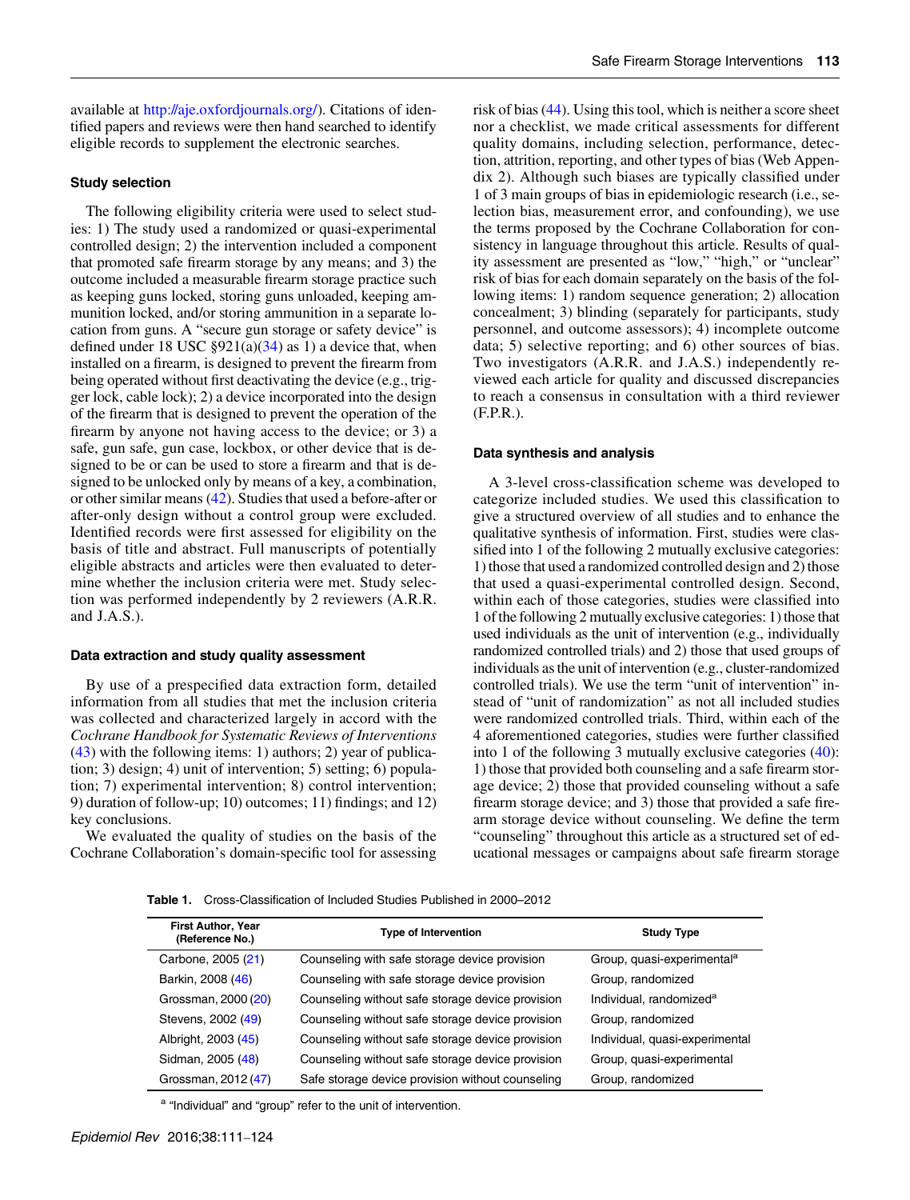available at http://aje.oxfordjournals.org/). Citations of identified papers and reviews were then hand searched to identify eligible records to supplement the electronic searches.

### Study selection

The following eligibility criteria were used to select studies: 1) The study used a randomized or quasi-experimental controlled design; 2) the intervention included a component that promoted safe firearm storage by any means; and 3) the outcome included a measurable firearm storage practice such as keeping guns locked, storing guns unloaded, keeping ammunition locked, and/or storing ammunition in a separate location from guns. A "secure gun storage or safety device" is defined under 18 USC §921(a)(34) as 1) a device that, when installed on a firearm, is designed to prevent the firearm from being operated without first deactivating the device (e.g., trigger lock, cable lock); 2) a device incorporated into the design of the firearm that is designed to prevent the operation of the firearm by anyone not having access to the device; or 3) a safe, gun safe, gun case, lockbox, or other device that is designed to be or can be used to store a firearm and that is designed to be unlocked only by means of a key, a combination, or other similar means (42). Studies that used a before-after or after-only design without a control group were excluded. Identified records were first assessed for eligibility on the basis of title and abstract. Full manuscripts of potentially eligible abstracts and articles were then evaluated to determine whether the inclusion criteria were met. Study selection was performed independently by 2 reviewers (A.R.R. and J.A.S.).

### Data extraction and study quality assessment

By use of a prespecified data extraction form, detailed information from all studies that met the inclusion criteria was collected and characterized largely in accord with the *Cochrane Handbook for Systematic Reviews of Interventions* (43) with the following items: 1) authors; 2) year of publication; 3) design; 4) unit of intervention; 5) setting; 6) population; 7) experimental intervention; 8) control intervention; 9) duration of follow-up; 10) outcomes; 11) findings; and 12) key conclusions.

We evaluated the quality of studies on the basis of the Cochrane Collaboration's domain-specific tool for assessing risk of bias (44). Using this tool, which is neither a score sheet nor a checklist, we made critical assessments for different quality domains, including selection, performance, detection, attrition, reporting, and other types of bias (Web Appendix 2). Although such biases are typically classified under 1 of 3 main groups of bias in epidemiologic research (i.e., selection bias, measurement error, and confounding), we use the terms proposed by the Cochrane Collaboration for consistency in language throughout this article. Results of quality assessment are presented as "low," "high," or "unclear" risk of bias for each domain separately on the basis of the following items: 1) random sequence generation; 2) allocation concealment; 3) blinding (separately for participants, study personnel, and outcome assessors); 4) incomplete outcome data; 5) selective reporting; and 6) other sources of bias. Two investigators (A.R.R. and J.A.S.) independently reviewed each article for quality and discussed discrepancies to reach a consensus in consultation with a third reviewer (F.P.R.).

### Data synthesis and analysis

A 3-level cross-classification scheme was developed to categorize included studies. We used this classification to give a structured overview of all studies and to enhance the qualitative synthesis of information. First, studies were classified into 1 of the following 2 mutually exclusive categories: 1) those that used a randomized controlled design and 2) those that used a quasi-experimental controlled design. Second, within each of those categories, studies were classified into 1 of the following 2 mutually exclusive categories: 1) those that used individuals as the unit of intervention (e.g., individually randomized controlled trials) and 2) those that used groups of individuals as the unit of intervention (e.g., cluster-randomized controlled trials). We use the term "unit of intervention" instead of "unit of randomization" as not all included studies were randomized controlled trials. Third, within each of the 4 aforementioned categories, studies were further classified into 1 of the following 3 mutually exclusive categories (40): 1) those that provided both counseling and a safe firearm storage device; 2) those that provided counseling without a safe firearm storage device; and 3) those that provided a safe firearm storage device without counseling. We define the term "counseling" throughout this article as a structured set of educational messages or campaigns about safe firearm storage

**Table 1.** Cross-Classification of Included Studies Published in 2000–2012

| First Author, Year (Reference No.) | Type of Intervention | Study Type |
|---|---|---|
| Carbone, 2005 (21) | Counseling with safe storage device provision | Group, quasi-experimental[a] |
| Barkin, 2008 (46) | Counseling with safe storage device provision | Group, randomized |
| Grossman, 2000 (20) | Counseling without safe storage device provision | Individual, randomized[a] |
| Stevens, 2002 (49) | Counseling without safe storage device provision | Group, randomized |
| Albright, 2003 (45) | Counseling without safe storage device provision | Individual, quasi-experimental |
| Sidman, 2005 (48) | Counseling without safe storage device provision | Group, quasi-experimental |
| Grossman, 2012 (47) | Safe storage device provision without counseling | Group, randomized |

[a] "Individual" and "group" refer to the unit of intervention.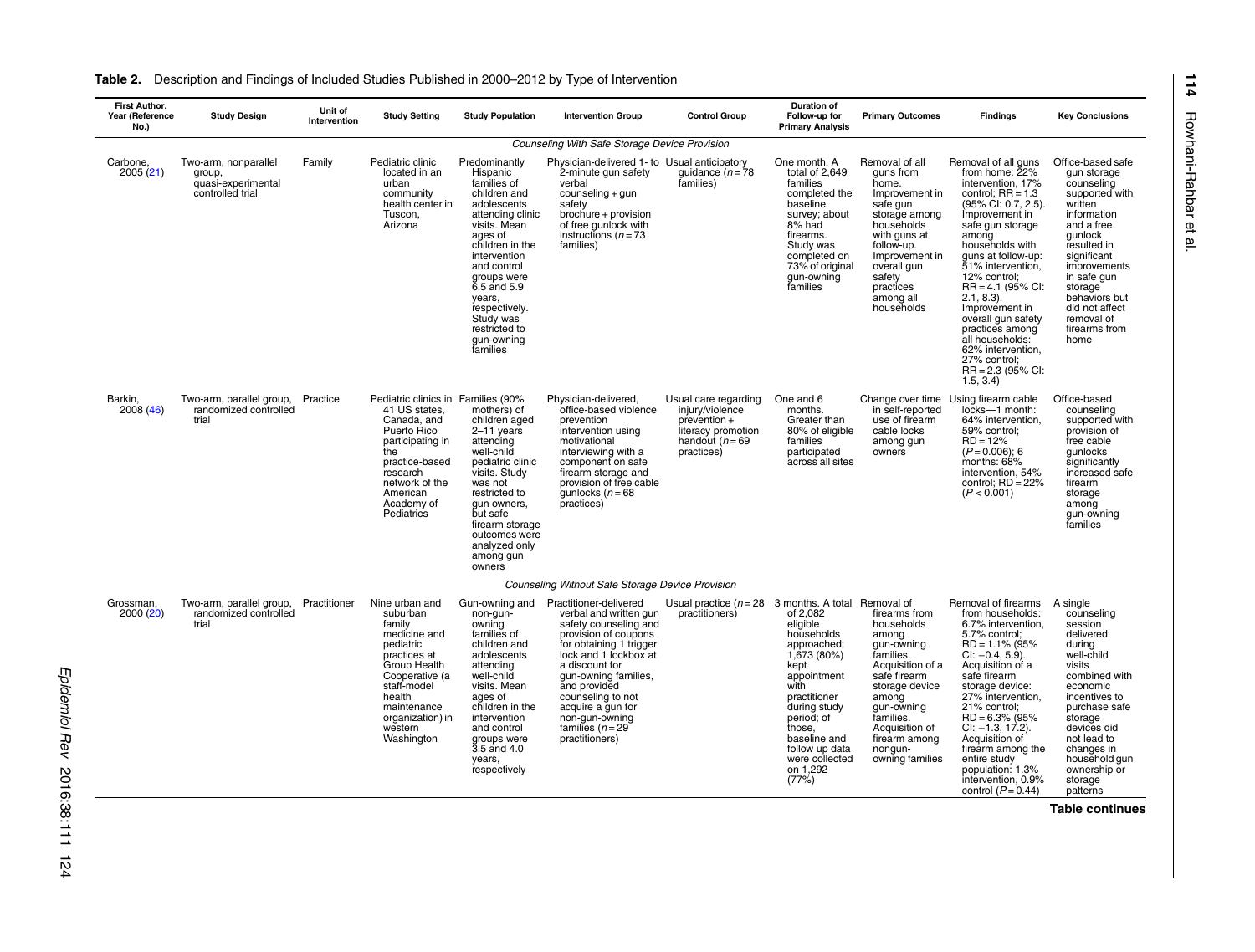**Table 2.** Description and Findings of Included Studies Published in 2000–2012 by Type of Intervention

| First Author, Year (Reference No.) | Study Design | Unit of Intervention | Study Setting | Study Population | Intervention Group | Control Group | Duration of Follow-up for Primary Analysis | Primary Outcomes | Findings | Key Conclusions |
|---|---|---|---|---|---|---|---|---|---|---|
| *Counseling With Safe Storage Device Provision* | | | | | | | | | | |
| Carbone, 2005 (21) | Two-arm, nonparallel group, quasi-experimental controlled trial | Family | Pediatric clinic located in an urban community health center in Tuscon, Arizona | Predominantly Hispanic families of children and adolescents attending clinic visits. Mean ages of children in the intervention and control groups were 6.5 and 5.9 years, respectively. Study was restricted to gun-owning families | Physician-delivered 1- to 2-minute gun safety verbal counseling + gun safety brochure + provision of free gunlock with instructions ($n = 73$ families) | Usual anticipatory guidance ($n = 78$ families) | One month. A total of 2,649 families completed the baseline survey; about 8% had firearms. Study was completed on 73% of original gun-owning families | Removal of all guns from home. Improvement in safe gun storage among households with guns at follow-up. Improvement in overall gun safety practices among all households | Removal of all guns from home: 22% intervention, 17% control; RR = 1.3 (95% CI: 0.7, 2.5). Improvement in safe gun storage among households with guns at follow-up: 51% intervention, 12% control; RR = 4.1 (95% CI: 2.1, 8.3). Improvement in overall gun safety practices among all households: 62% intervention, 27% control; RR = 2.3 (95% CI: 1.5, 3.4) | Office-based safe gun storage counseling supported with written information and a free gunlock resulted in significant improvements in safe gun storage behaviors but did not affect removal of firearms from home |
| Barkin, 2008 (46) | Two-arm, parallel group, randomized controlled trial | Practice | Pediatric clinics in 41 US states, Canada, and Puerto Rico participating in the practice-based research network of the American Academy of Pediatrics | Families (90% mothers) of children aged 2–11 years attending well-child pediatric clinic visits. Study was not restricted to gun owners, but safe firearm storage outcomes were analyzed only among gun owners | Physician-delivered, office-based violence prevention intervention using motivational interviewing with a component on safe firearm storage and provision of free cable gunlocks ($n = 68$ practices) | Usual care regarding injury/violence prevention + literacy promotion handout ($n = 69$ practices) | One and 6 months. Greater than 80% of eligible families participated across all sites | Change over time in self-reported use of firearm cable locks among gun owners | Using firearm cable locks—1 month: 64% intervention, 59% control; RD = 12% ($P = 0.006$); 6 months: 68% intervention, 54% control; RD = 22% ($P < 0.001$) | Office-based counseling supported with provision of free cable gunlocks significantly increased safe firearm storage among gun-owning families |
| *Counseling Without Safe Storage Device Provision* | | | | | | | | | | |
| Grossman, 2000 (20) | Two-arm, parallel group, randomized controlled trial | Practitioner | Nine urban and suburban family medicine and pediatric practices at Group Health Cooperative (a staff-model health maintenance organization) in western Washington | Gun-owning and non-gun-owning families of children and adolescents attending well-child visits. Mean ages of children in the intervention and control groups were 3.5 and 4.0 years, respectively | Practitioner-delivered verbal and written gun safety counseling and provision of coupons for obtaining 1 trigger lock and 1 lockbox at a discount for gun-owning families, and provided counseling to not acquire a gun for non-gun-owning families ($n = 29$ practitioners) | Usual practice ($n = 28$ practitioners) | 3 months. A total of 2,082 eligible households approached; 1,673 (80%) kept appointment with practitioner during study period; of those, baseline and follow up data were collected on 1,292 (77%) | Removal of firearms from households among gun-owning families. Acquisition of a safe firearm storage device among gun-owning families. Acquisition of firearm among nongun-owning families | Removal of firearms from households: 6.7% intervention, 5.7% control; RD = 1.1% (95% CI: −0.4, 5.9). Acquisition of a safe firearm storage device: 27% intervention, 21% control; RD = 6.3% (95% CI: −1.3, 17.2). Acquisition of firearm among the entire study population: 1.3% intervention, 0.9% control ($P = 0.44$) | A single counseling session delivered during well-child visits combined with economic incentives to purchase safe storage devices did not lead to changes in household gun ownership or storage patterns |

**Table continues**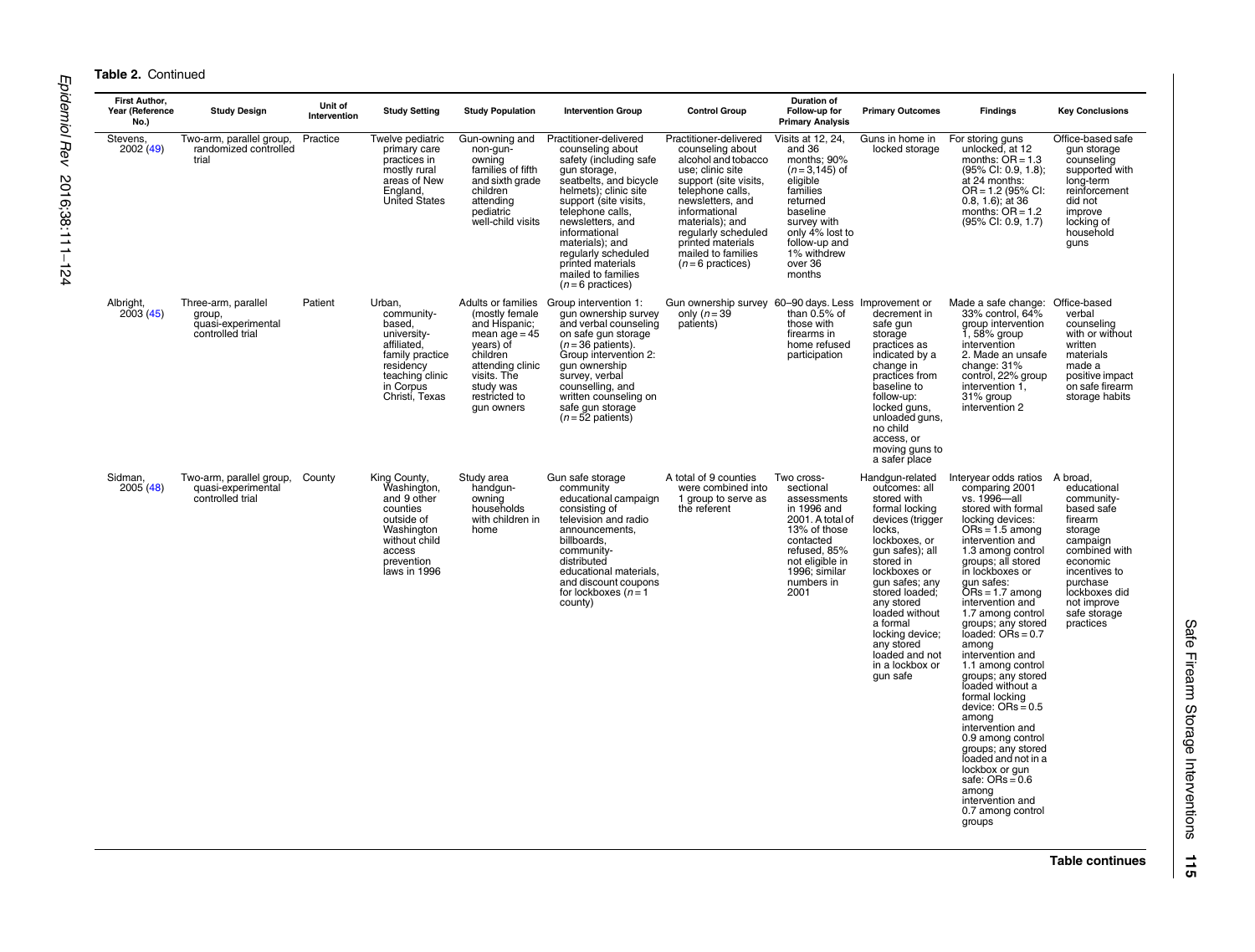**Table 2.** Continued

| First Author, Year (Reference No.) | Study Design | Unit of Intervention | Study Setting | Study Population | Intervention Group | Control Group | Duration of Follow-up for Primary Analysis | Primary Outcomes | Findings | Key Conclusions |
|---|---|---|---|---|---|---|---|---|---|---|
| Stevens, 2002 (49) | Two-arm, parallel group, randomized controlled trial | Practice | Twelve pediatric primary care practices in mostly rural areas of New England, United States | Gun-owning and non-gun-owning families of fifth and sixth grade children attending pediatric well-child visits | Practitioner-delivered counseling about safety (including safe gun storage, seatbelts, and bicycle helmets); clinic site support (site visits, telephone calls, newsletters, and informational materials); and regularly scheduled printed materials mailed to families ($n = 6$ practices) | Practitioner-delivered counseling about alcohol and tobacco use; clinic site support (site visits, telephone calls, newsletters, and informational materials); and regularly scheduled printed materials mailed to families ($n = 6$ practices) | Visits at 12, 24, and 36 months; 90% ($n = 3{,}145$) of eligible families returned baseline survey with only 4% lost to follow-up and 1% withdrew over 36 months | Guns in home in locked storage | For storing guns unlocked, at 12 months: OR = 1.3 (95% CI: 0.9, 1.8); at 24 months: OR = 1.2 (95% CI: 0.8, 1.6); at 36 months: OR = 1.2 (95% CI: 0.9, 1.7) | Office-based safe gun storage counseling supported with long-term reinforcement did not improve locking of household guns |
| Albright, 2003 (45) | Three-arm, parallel group, quasi-experimental controlled trial | Patient | Urban, community-based, university-affiliated, family practice residency teaching clinic in Corpus Christi, Texas | Adults or families (mostly female and Hispanic; mean age = 45 years) of children attending clinic visits. The study was restricted to gun owners | Group intervention 1: gun ownership survey and verbal counseling on safe gun storage ($n = 36$ patients). Group intervention 2: gun ownership survey, verbal counselling, and written counseling on safe gun storage ($n = 52$ patients) | Gun ownership survey only ($n = 39$ patients) | 60–90 days. Less than 0.5% of those with firearms in home refused participation | Improvement or decrement in safe gun storage practices as indicated by a change in practices from baseline to follow-up: locked guns, unloaded guns, no child access, or moving guns to a safer place | Made a safe change: 33% control, 64% group intervention 1, 58% group intervention 2. Made an unsafe change: 31% control, 22% group intervention 1, 31% group intervention 2 | Office-based verbal counseling with or without written materials made a positive impact on safe firearm storage habits |
| Sidman, 2005 (48) | Two-arm, parallel group, quasi-experimental controlled trial | County | King County, Washington, and 9 other counties outside of Washington without child access prevention laws in 1996 | Study area handgun-owning households with children in home | Gun safe storage community educational campaign consisting of television and radio announcements, billboards, community-distributed educational materials, and discount coupons for lockboxes ($n = 1$ county) | A total of 9 counties were combined into 1 group to serve as the referent | Two cross-sectional assessments in 1996 and 2001. A total of 13% of those contacted refused, 85% not eligible in 1996; similar numbers in 2001 | Handgun-related outcomes: all stored with formal locking devices (trigger locks, lockboxes, or gun safes); all stored in lockboxes or gun safes; any stored loaded; any stored loaded without a formal locking device; any stored loaded and not in a lockbox or gun safe | Interyear odds ratios comparing 2001 vs. 1996—all stored with formal locking devices: ORs = 1.5 among intervention and 1.3 among control groups; all stored in lockboxes or gun safes: ORs = 1.7 among intervention and 1.7 among control groups; any stored loaded: ORs = 0.7 among intervention and 1.1 among control groups; any stored loaded without a formal locking device: ORs = 0.5 among intervention and 0.9 among control groups; any stored loaded and not in a lockbox or gun safe: ORs = 0.6 among intervention and 0.7 among control groups | A broad, educational community-based safe firearm storage campaign combined with economic incentives to purchase lockboxes did not improve safe storage practices |

Table continues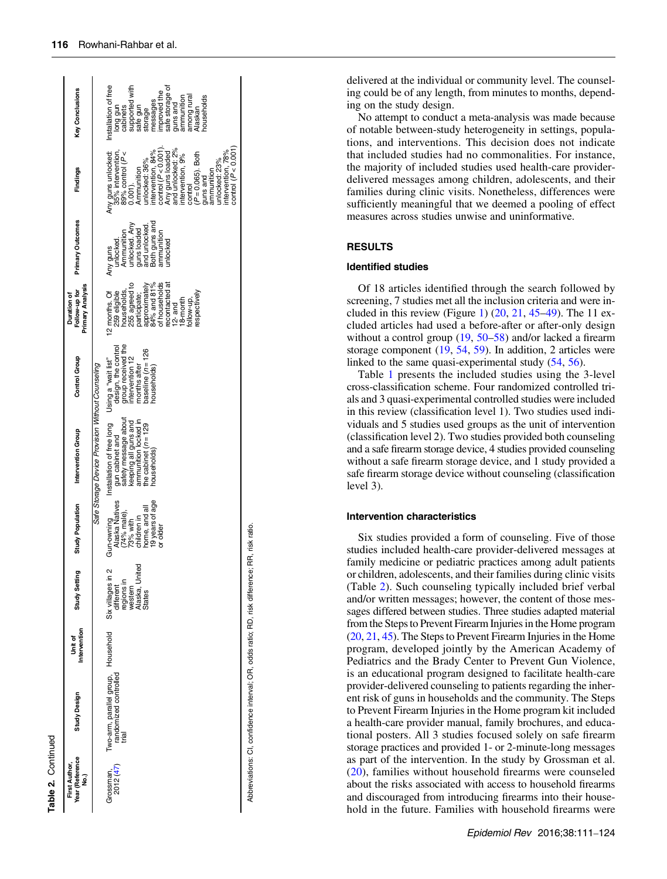**Table 2.** Continued

| First Author, Year (Reference No.) | Study Design | Unit of Intervention | Study Setting | Study Population | Intervention Group | Control Group | Duration of Follow-up for Primary Analysis | Primary Outcomes | Findings | Key Conclusions |
|---|---|---|---|---|---|---|---|---|---|---|
| *Safe Storage Device Provision Without Counseling* | | | | | | | | | | |
| Grossman, 2012 (47) | Two-arm, parallel group, randomized controlled trial | Household | Six villages in 2 different regions in western Alaska, United States | Gun-owning Alaska Natives (74% male), 73% with children in home, and all 19 years of age or older | Installation of free long gun cabinet and safety message about keeping all guns and ammunition locked in the cabinet (n = 129 households) | Using a "wait list" design, the control group received the intervention 12 months after baseline (n = 126 households) | 12 months. Of 259 eligible households, 255 agreed to participate; approximately 84% and 81% of households recontacted at 12- and 18-month follow-up, respectively | Any guns unlocked. Ammunition unlocked. Any guns loaded and unlocked. Both guns and ammunition unlocked | Any guns unlocked: 35% intervention, 89% control ($P < 0.001$). Ammunition unlocked: 36% intervention, 84% control ($P < 0.001$). Any guns loaded and unlocked: 2% intervention, 9% control ($P = 0.065$). Both guns and ammunition unlocked: 23% intervention, 78% control ($P < 0.001$) | Installation of free long gun cabinets supported with safe gun storage messages improved the safe storage of guns and ammunition among rural Alaskan households |

Abbreviations: CI, confidence interval; OR, odds ratio; RD, risk difference; RR, risk ratio.

delivered at the individual or community level. The counseling could be of any length, from minutes to months, depending on the study design.

No attempt to conduct a meta-analysis was made because of notable between-study heterogeneity in settings, populations, and interventions. This decision does not indicate that included studies had no commonalities. For instance, the majority of included studies used health-care provider-delivered messages among children, adolescents, and their families during clinic visits. Nonetheless, differences were sufficiently meaningful that we deemed a pooling of effect measures across studies unwise and uninformative.

## RESULTS

### Identified studies

Of 18 articles identified through the search followed by screening, 7 studies met all the inclusion criteria and were included in this review (Figure 1) (20, 21, 45–49). The 11 excluded articles had used a before-after or after-only design without a control group (19, 50–58) and/or lacked a firearm storage component (19, 54, 59). In addition, 2 articles were linked to the same quasi-experimental study (54, 56).

Table 1 presents the included studies using the 3-level cross-classification scheme. Four randomized controlled trials and 3 quasi-experimental controlled studies were included in this review (classification level 1). Two studies used individuals and 5 studies used groups as the unit of intervention (classification level 2). Two studies provided both counseling and a safe firearm storage device, 4 studies provided counseling without a safe firearm storage device, and 1 study provided a safe firearm storage device without counseling (classification level 3).

### Intervention characteristics

Six studies provided a form of counseling. Five of those studies included health-care provider-delivered messages at family medicine or pediatric practices among adult patients or children, adolescents, and their families during clinic visits (Table 2). Such counseling typically included brief verbal and/or written messages; however, the content of those messages differed between studies. Three studies adapted material from the Steps to Prevent Firearm Injuries in the Home program (20, 21, 45). The Steps to Prevent Firearm Injuries in the Home program, developed jointly by the American Academy of Pediatrics and the Brady Center to Prevent Gun Violence, is an educational program designed to facilitate health-care provider-delivered counseling to patients regarding the inherent risk of guns in households and the community. The Steps to Prevent Firearm Injuries in the Home program kit included a health-care provider manual, family brochures, and educational posters. All 3 studies focused solely on safe firearm storage practices and provided 1- or 2-minute-long messages as part of the intervention. In the study by Grossman et al. (20), families without household firearms were counseled about the risks associated with access to household firearms and discouraged from introducing firearms into their household in the future. Families with household firearms were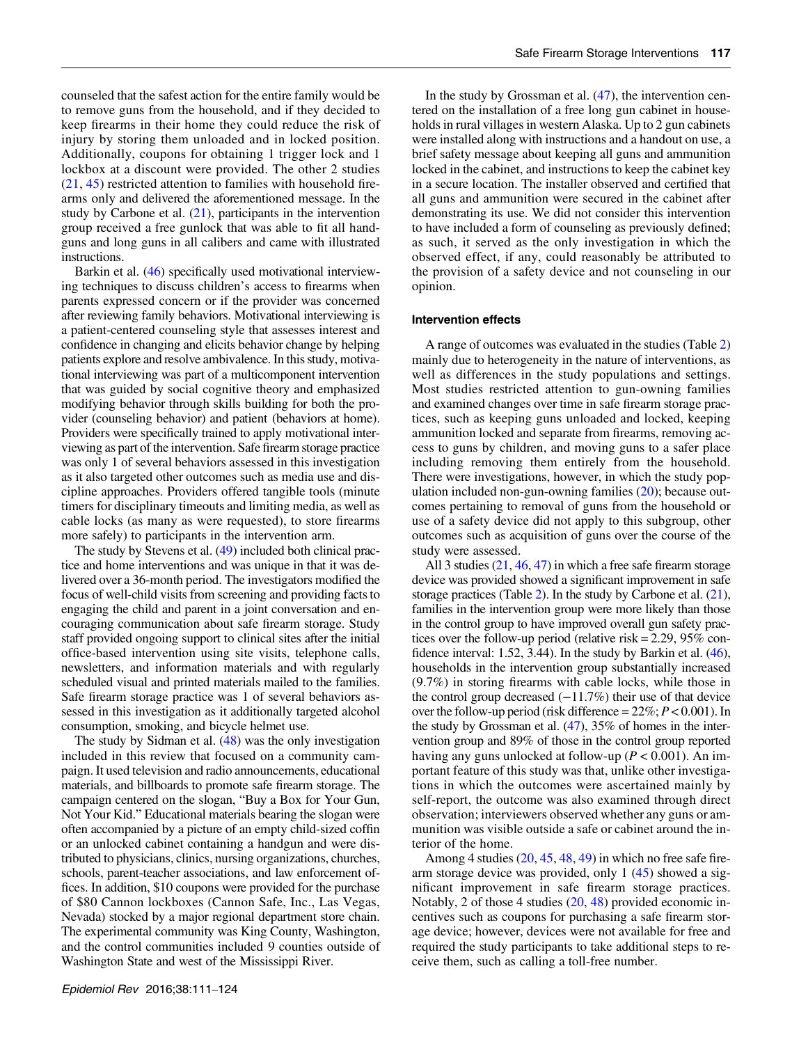counseled that the safest action for the entire family would be to remove guns from the household, and if they decided to keep firearms in their home they could reduce the risk of injury by storing them unloaded and in locked position. Additionally, coupons for obtaining 1 trigger lock and 1 lockbox at a discount were provided. The other 2 studies (21, 45) restricted attention to families with household firearms only and delivered the aforementioned message. In the study by Carbone et al. (21), participants in the intervention group received a free gunlock that was able to fit all handguns and long guns in all calibers and came with illustrated instructions.

Barkin et al. (46) specifically used motivational interviewing techniques to discuss children's access to firearms when parents expressed concern or if the provider was concerned after reviewing family behaviors. Motivational interviewing is a patient-centered counseling style that assesses interest and confidence in changing and elicits behavior change by helping patients explore and resolve ambivalence. In this study, motivational interviewing was part of a multicomponent intervention that was guided by social cognitive theory and emphasized modifying behavior through skills building for both the provider (counseling behavior) and patient (behaviors at home). Providers were specifically trained to apply motivational interviewing as part of the intervention. Safe firearm storage practice was only 1 of several behaviors assessed in this investigation as it also targeted other outcomes such as media use and discipline approaches. Providers offered tangible tools (minute timers for disciplinary timeouts and limiting media, as well as cable locks (as many as were requested), to store firearms more safely) to participants in the intervention arm.

The study by Stevens et al. (49) included both clinical practice and home interventions and was unique in that it was delivered over a 36-month period. The investigators modified the focus of well-child visits from screening and providing facts to engaging the child and parent in a joint conversation and encouraging communication about safe firearm storage. Study staff provided ongoing support to clinical sites after the initial office-based intervention using site visits, telephone calls, newsletters, and information materials and with regularly scheduled visual and printed materials mailed to the families. Safe firearm storage practice was 1 of several behaviors assessed in this investigation as it additionally targeted alcohol consumption, smoking, and bicycle helmet use.

The study by Sidman et al. (48) was the only investigation included in this review that focused on a community campaign. It used television and radio announcements, educational materials, and billboards to promote safe firearm storage. The campaign centered on the slogan, "Buy a Box for Your Gun, Not Your Kid." Educational materials bearing the slogan were often accompanied by a picture of an empty child-sized coffin or an unlocked cabinet containing a handgun and were distributed to physicians, clinics, nursing organizations, churches, schools, parent-teacher associations, and law enforcement offices. In addition, \$10 coupons were provided for the purchase of \$80 Cannon lockboxes (Cannon Safe, Inc., Las Vegas, Nevada) stocked by a major regional department store chain. The experimental community was King County, Washington, and the control communities included 9 counties outside of Washington State and west of the Mississippi River.

In the study by Grossman et al. (47), the intervention centered on the installation of a free long gun cabinet in households in rural villages in western Alaska. Up to 2 gun cabinets were installed along with instructions and a handout on use, a brief safety message about keeping all guns and ammunition locked in the cabinet, and instructions to keep the cabinet key in a secure location. The installer observed and certified that all guns and ammunition were secured in the cabinet after demonstrating its use. We did not consider this intervention to have included a form of counseling as previously defined; as such, it served as the only investigation in which the observed effect, if any, could reasonably be attributed to the provision of a safety device and not counseling in our opinion.

#### Intervention effects

A range of outcomes was evaluated in the studies (Table 2) mainly due to heterogeneity in the nature of interventions, as well as differences in the study populations and settings. Most studies restricted attention to gun-owning families and examined changes over time in safe firearm storage practices, such as keeping guns unloaded and locked, keeping ammunition locked and separate from firearms, removing access to guns by children, and moving guns to a safer place including removing them entirely from the household. There were investigations, however, in which the study population included non-gun-owning families (20); because outcomes pertaining to removal of guns from the household or use of a safety device did not apply to this subgroup, other outcomes such as acquisition of guns over the course of the study were assessed.

All 3 studies (21, 46, 47) in which a free safe firearm storage device was provided showed a significant improvement in safe storage practices (Table 2). In the study by Carbone et al. (21), families in the intervention group were more likely than those in the control group to have improved overall gun safety practices over the follow-up period (relative risk = 2.29, 95% confidence interval: 1.52, 3.44). In the study by Barkin et al. (46), households in the intervention group substantially increased (9.7%) in storing firearms with cable locks, while those in the control group decreased (−11.7%) their use of that device over the follow-up period (risk difference = 22%; $P < 0.001$). In the study by Grossman et al. (47), 35% of homes in the intervention group and 89% of those in the control group reported having any guns unlocked at follow-up ($P < 0.001$). An important feature of this study was that, unlike other investigations in which the outcomes were ascertained mainly by self-report, the outcome was also examined through direct observation; interviewers observed whether any guns or ammunition was visible outside a safe or cabinet around the interior of the home.

Among 4 studies (20, 45, 48, 49) in which no free safe firearm storage device was provided, only 1 (45) showed a significant improvement in safe firearm storage practices. Notably, 2 of those 4 studies (20, 48) provided economic incentives such as coupons for purchasing a safe firearm storage device; however, devices were not available for free and required the study participants to take additional steps to receive them, such as calling a toll-free number.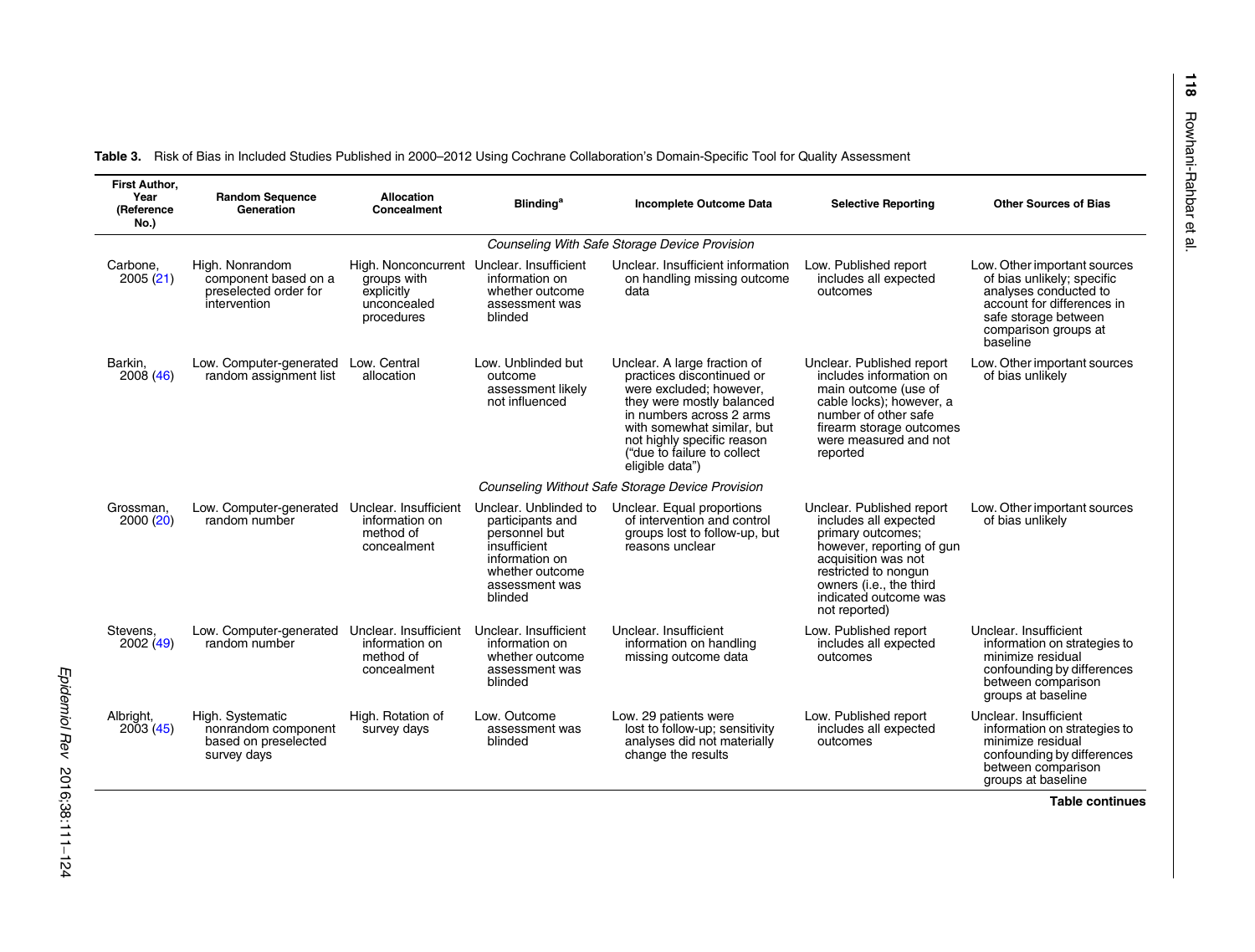**Table 3.** Risk of Bias in Included Studies Published in 2000–2012 Using Cochrane Collaboration's Domain-Specific Tool for Quality Assessment

| First Author, Year (Reference No.) | Random Sequence Generation | Allocation Concealment | Blinding[a] | Incomplete Outcome Data | Selective Reporting | Other Sources of Bias |
|---|---|---|---|---|---|---|
| *Counseling With Safe Storage Device Provision* | | | | | | |
| Carbone, 2005 (21) | High. Nonrandom component based on a preselected order for intervention | High. Nonconcurrent groups with explicitly unconcealed procedures | Unclear. Insufficient information on whether outcome assessment was blinded | Unclear. Insufficient information on handling missing outcome data | Low. Published report includes all expected outcomes | Low. Other important sources of bias unlikely; specific analyses conducted to account for differences in safe storage between comparison groups at baseline |
| Barkin, 2008 (46) | Low. Computer-generated random assignment list | Low. Central allocation | Low. Unblinded but outcome assessment likely not influenced | Unclear. A large fraction of practices discontinued or were excluded; however, they were mostly balanced in numbers across 2 arms with somewhat similar, but not highly specific reason ("due to failure to collect eligible data") | Unclear. Published report includes information on main outcome (use of cable locks); however, a number of other safe firearm storage outcomes were measured and not reported | Low. Other important sources of bias unlikely |
| *Counseling Without Safe Storage Device Provision* | | | | | | |
| Grossman, 2000 (20) | Low. Computer-generated random number | Unclear. Insufficient information on method of concealment | Unclear. Unblinded to participants and personnel but insufficient information on whether outcome assessment was blinded | Unclear. Equal proportions of intervention and control groups lost to follow-up, but reasons unclear | Unclear. Published report includes all expected primary outcomes; however, reporting of gun acquisition was not restricted to nongun owners (i.e., the third indicated outcome was not reported) | Low. Other important sources of bias unlikely |
| Stevens, 2002 (49) | Low. Computer-generated random number | Unclear. Insufficient information on method of concealment | Unclear. Insufficient information on whether outcome assessment was blinded | Unclear. Insufficient information on handling missing outcome data | Low. Published report includes all expected outcomes | Unclear. Insufficient information on strategies to minimize residual confounding by differences between comparison groups at baseline |
| Albright, 2003 (45) | High. Systematic nonrandom component based on preselected survey days | High. Rotation of survey days | Low. Outcome assessment was blinded | Low. 29 patients were lost to follow-up; sensitivity analyses did not materially change the results | Low. Published report includes all expected outcomes | Unclear. Insufficient information on strategies to minimize residual confounding by differences between comparison groups at baseline |

**Table continues**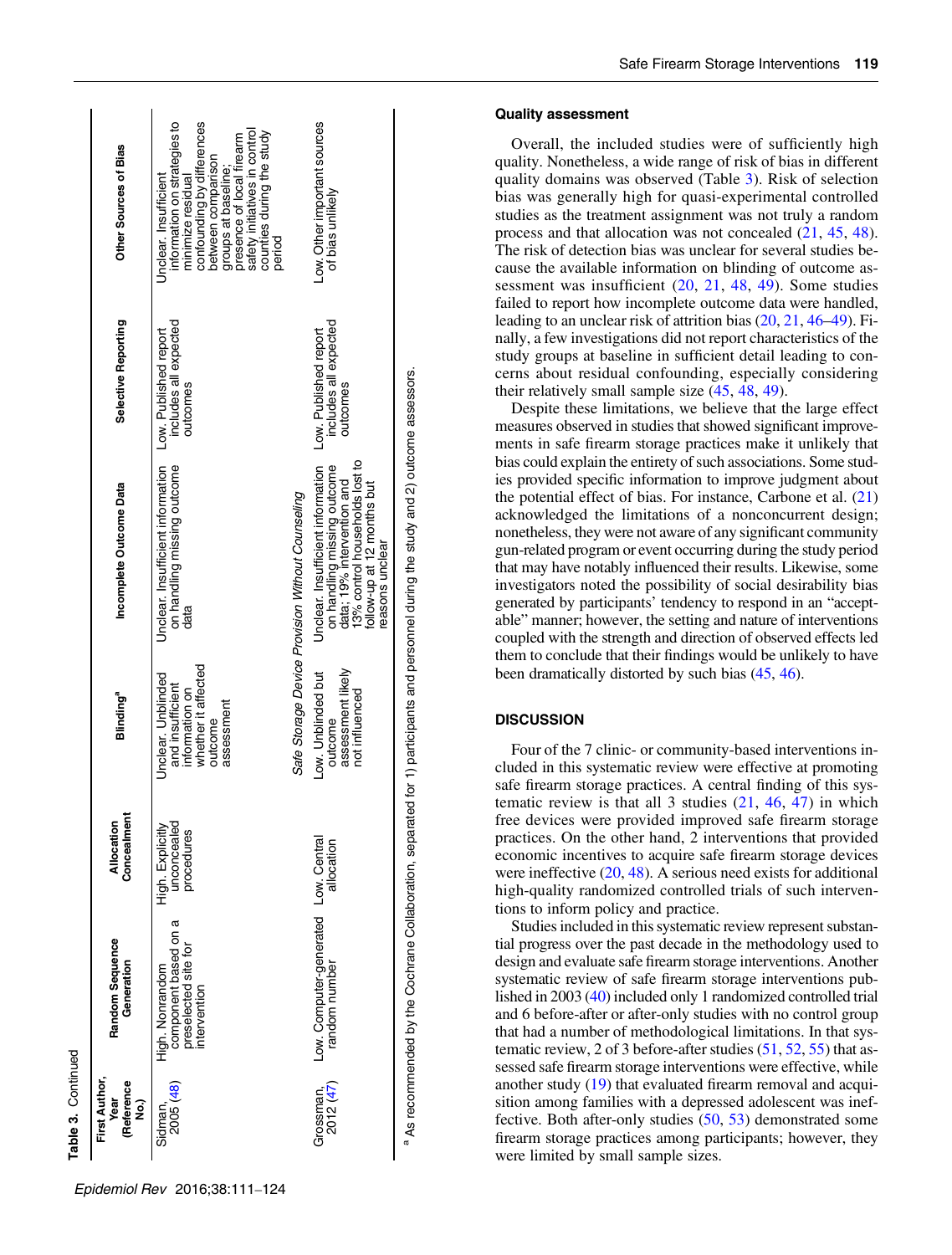**Table 3.** Continued

| First Author, Year (Reference No.) | Random Sequence Generation | Allocation Concealment | Blinding[a] | Incomplete Outcome Data | Selective Reporting | Other Sources of Bias |
|---|---|---|---|---|---|---|
| Sidman, 2005 (48) | High. Nonrandom component based on a preselected site for intervention | High. Explicitly unconcealed procedures | Unclear. Unblinded and insufficient information on whether it affected outcome assessment | Unclear. Insufficient information on handling missing outcome data | Low. Published report includes all expected outcomes | Unclear. Insufficient information on strategies to minimize residual confounding by differences between comparison groups at baseline; presence of local firearm safety initiatives in control counties during the study period |
| *Safe Storage Device Provision Without Counseling* | | | | | | |
| Grossman, 2012 (47) | Low. Computer-generated random number | Low. Central allocation | Low. Unblinded but outcome assessment likely not influenced | Unclear. Insufficient information on handling missing outcome data; 19% intervention and 13% control households lost to follow-up at 12 months but reasons unclear | Low. Published report includes all expected outcomes | Low. Other important sources of bias unlikely |

[a] As recommended by the Cochrane Collaboration, separated for 1) participants and personnel during the study and 2) outcome assessors.

### Quality assessment

Overall, the included studies were of sufficiently high quality. Nonetheless, a wide range of risk of bias in different quality domains was observed (Table 3). Risk of selection bias was generally high for quasi-experimental controlled studies as the treatment assignment was not truly a random process and that allocation was not concealed (21, 45, 48). The risk of detection bias was unclear for several studies because the available information on blinding of outcome assessment was insufficient (20, 21, 48, 49). Some studies failed to report how incomplete outcome data were handled, leading to an unclear risk of attrition bias (20, 21, 46–49). Finally, a few investigations did not report characteristics of the study groups at baseline in sufficient detail leading to concerns about residual confounding, especially considering their relatively small sample size (45, 48, 49).

Despite these limitations, we believe that the large effect measures observed in studies that showed significant improvements in safe firearm storage practices make it unlikely that bias could explain the entirety of such associations. Some studies provided specific information to improve judgment about the potential effect of bias. For instance, Carbone et al. (21) acknowledged the limitations of a nonconcurrent design; nonetheless, they were not aware of any significant community gun-related program or event occurring during the study period that may have notably influenced their results. Likewise, some investigators noted the possibility of social desirability bias generated by participants' tendency to respond in an "acceptable" manner; however, the setting and nature of interventions coupled with the strength and direction of observed effects led them to conclude that their findings would be unlikely to have been dramatically distorted by such bias (45, 46).

## DISCUSSION

Four of the 7 clinic- or community-based interventions included in this systematic review were effective at promoting safe firearm storage practices. A central finding of this systematic review is that all 3 studies (21, 46, 47) in which free devices were provided improved safe firearm storage practices. On the other hand, 2 interventions that provided economic incentives to acquire safe firearm storage devices were ineffective (20, 48). A serious need exists for additional high-quality randomized controlled trials of such interventions to inform policy and practice.

Studies included in this systematic review represent substantial progress over the past decade in the methodology used to design and evaluate safe firearm storage interventions. Another systematic review of safe firearm storage interventions published in 2003 (40) included only 1 randomized controlled trial and 6 before-after or after-only studies with no control group that had a number of methodological limitations. In that systematic review, 2 of 3 before-after studies (51, 52, 55) that assessed safe firearm storage interventions were effective, while another study (19) that evaluated firearm removal and acquisition among families with a depressed adolescent was ineffective. Both after-only studies (50, 53) demonstrated some firearm storage practices among participants; however, they were limited by small sample sizes.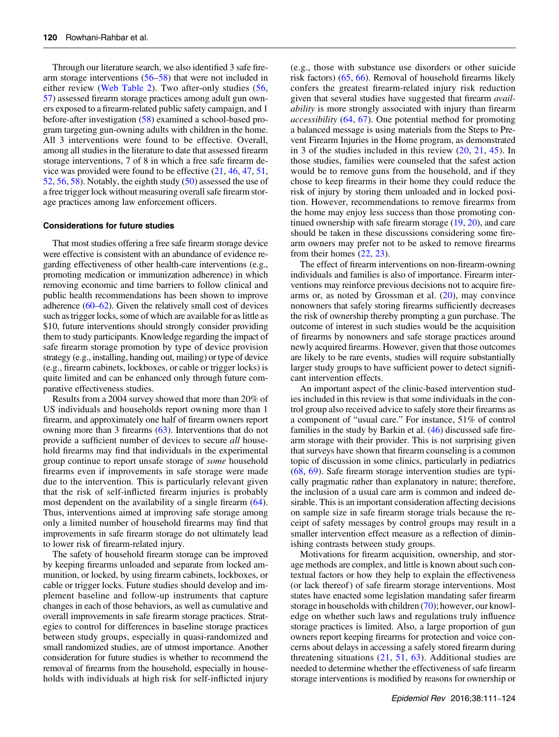Through our literature search, we also identified 3 safe firearm storage interventions (56–58) that were not included in either review (Web Table 2). Two after-only studies (56, 57) assessed firearm storage practices among adult gun owners exposed to a firearm-related public safety campaign, and 1 before-after investigation (58) examined a school-based program targeting gun-owning adults with children in the home. All 3 interventions were found to be effective. Overall, among all studies in the literature to date that assessed firearm storage interventions, 7 of 8 in which a free safe firearm device was provided were found to be effective (21, 46, 47, 51, 52, 56, 58). Notably, the eighth study (50) assessed the use of a free trigger lock without measuring overall safe firearm storage practices among law enforcement officers.

### Considerations for future studies

That most studies offering a free safe firearm storage device were effective is consistent with an abundance of evidence regarding effectiveness of other health-care interventions (e.g., promoting medication or immunization adherence) in which removing economic and time barriers to follow clinical and public health recommendations has been shown to improve adherence (60–62). Given the relatively small cost of devices such as trigger locks, some of which are available for as little as $10, future interventions should strongly consider providing them to study participants. Knowledge regarding the impact of safe firearm storage promotion by type of device provision strategy (e.g., installing, handing out, mailing) or type of device (e.g., firearm cabinets, lockboxes, or cable or trigger locks) is quite limited and can be enhanced only through future comparative effectiveness studies.

Results from a 2004 survey showed that more than 20% of US individuals and households report owning more than 1 firearm, and approximately one half of firearm owners report owning more than 3 firearms (63). Interventions that do not provide a sufficient number of devices to secure *all* household firearms may find that individuals in the experimental group continue to report unsafe storage of *some* household firearms even if improvements in safe storage were made due to the intervention. This is particularly relevant given that the risk of self-inflicted firearm injuries is probably most dependent on the availability of a single firearm (64). Thus, interventions aimed at improving safe storage among only a limited number of household firearms may find that improvements in safe firearm storage do not ultimately lead to lower risk of firearm-related injury.

The safety of household firearm storage can be improved by keeping firearms unloaded and separate from locked ammunition, or locked, by using firearm cabinets, lockboxes, or cable or trigger locks. Future studies should develop and implement baseline and follow-up instruments that capture changes in each of those behaviors, as well as cumulative and overall improvements in safe firearm storage practices. Strategies to control for differences in baseline storage practices between study groups, especially in quasi-randomized and small randomized studies, are of utmost importance. Another consideration for future studies is whether to recommend the removal of firearms from the household, especially in households with individuals at high risk for self-inflicted injury (e.g., those with substance use disorders or other suicide risk factors) (65, 66). Removal of household firearms likely confers the greatest firearm-related injury risk reduction given that several studies have suggested that firearm *availability* is more strongly associated with injury than firearm *accessibility* (64, 67). One potential method for promoting a balanced message is using materials from the Steps to Prevent Firearm Injuries in the Home program, as demonstrated in 3 of the studies included in this review (20, 21, 45). In those studies, families were counseled that the safest action would be to remove guns from the household, and if they chose to keep firearms in their home they could reduce the risk of injury by storing them unloaded and in locked position. However, recommendations to remove firearms from the home may enjoy less success than those promoting continued ownership with safe firearm storage (19, 20), and care should be taken in these discussions considering some firearm owners may prefer not to be asked to remove firearms from their homes (22, 23).

The effect of firearm interventions on non-firearm-owning individuals and families is also of importance. Firearm interventions may reinforce previous decisions not to acquire firearms or, as noted by Grossman et al. (20), may convince nonowners that safely storing firearms sufficiently decreases the risk of ownership thereby prompting a gun purchase. The outcome of interest in such studies would be the acquisition of firearms by nonowners and safe storage practices around newly acquired firearms. However, given that those outcomes are likely to be rare events, studies will require substantially larger study groups to have sufficient power to detect significant intervention effects.

An important aspect of the clinic-based intervention studies included in this review is that some individuals in the control group also received advice to safely store their firearms as a component of "usual care." For instance, 51% of control families in the study by Barkin et al. (46) discussed safe firearm storage with their provider. This is not surprising given that surveys have shown that firearm counseling is a common topic of discussion in some clinics, particularly in pediatrics (68, 69). Safe firearm storage intervention studies are typically pragmatic rather than explanatory in nature; therefore, the inclusion of a usual care arm is common and indeed desirable. This is an important consideration affecting decisions on sample size in safe firearm storage trials because the receipt of safety messages by control groups may result in a smaller intervention effect measure as a reflection of diminishing contrasts between study groups.

Motivations for firearm acquisition, ownership, and storage methods are complex, and little is known about such contextual factors or how they help to explain the effectiveness (or lack thereof) of safe firearm storage interventions. Most states have enacted some legislation mandating safer firearm storage in households with children (70); however, our knowledge on whether such laws and regulations truly influence storage practices is limited. Also, a large proportion of gun owners report keeping firearms for protection and voice concerns about delays in accessing a safely stored firearm during threatening situations (21, 51, 63). Additional studies are needed to determine whether the effectiveness of safe firearm storage interventions is modified by reasons for ownership or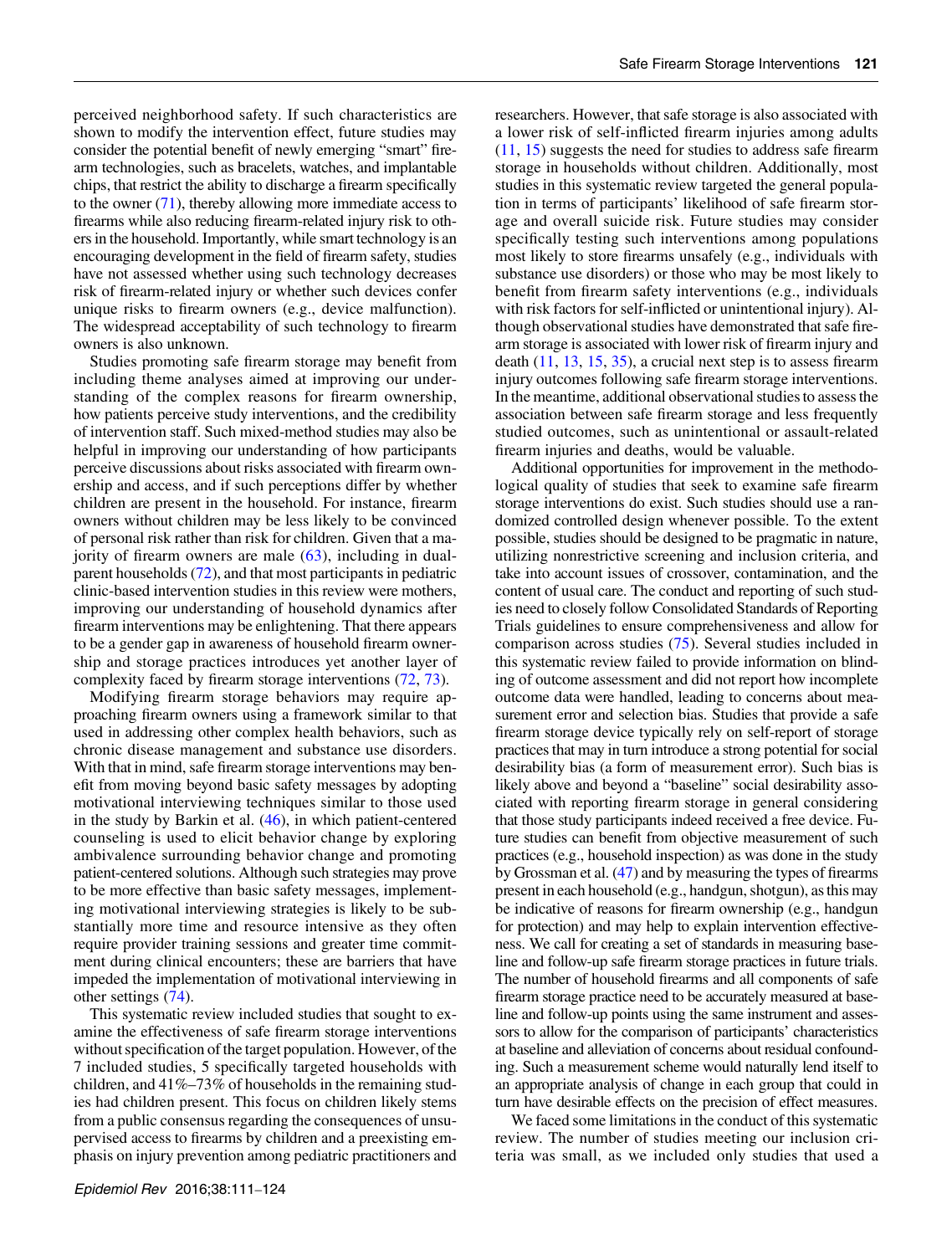perceived neighborhood safety. If such characteristics are shown to modify the intervention effect, future studies may consider the potential benefit of newly emerging "smart" firearm technologies, such as bracelets, watches, and implantable chips, that restrict the ability to discharge a firearm specifically to the owner (71), thereby allowing more immediate access to firearms while also reducing firearm-related injury risk to others in the household. Importantly, while smart technology is an encouraging development in the field of firearm safety, studies have not assessed whether using such technology decreases risk of firearm-related injury or whether such devices confer unique risks to firearm owners (e.g., device malfunction). The widespread acceptability of such technology to firearm owners is also unknown.

Studies promoting safe firearm storage may benefit from including theme analyses aimed at improving our understanding of the complex reasons for firearm ownership, how patients perceive study interventions, and the credibility of intervention staff. Such mixed-method studies may also be helpful in improving our understanding of how participants perceive discussions about risks associated with firearm ownership and access, and if such perceptions differ by whether children are present in the household. For instance, firearm owners without children may be less likely to be convinced of personal risk rather than risk for children. Given that a majority of firearm owners are male (63), including in dual-parent households (72), and that most participants in pediatric clinic-based intervention studies in this review were mothers, improving our understanding of household dynamics after firearm interventions may be enlightening. That there appears to be a gender gap in awareness of household firearm ownership and storage practices introduces yet another layer of complexity faced by firearm storage interventions (72, 73).

Modifying firearm storage behaviors may require approaching firearm owners using a framework similar to that used in addressing other complex health behaviors, such as chronic disease management and substance use disorders. With that in mind, safe firearm storage interventions may benefit from moving beyond basic safety messages by adopting motivational interviewing techniques similar to those used in the study by Barkin et al. (46), in which patient-centered counseling is used to elicit behavior change by exploring ambivalence surrounding behavior change and promoting patient-centered solutions. Although such strategies may prove to be more effective than basic safety messages, implementing motivational interviewing strategies is likely to be substantially more time and resource intensive as they often require provider training sessions and greater time commitment during clinical encounters; these are barriers that have impeded the implementation of motivational interviewing in other settings (74).

This systematic review included studies that sought to examine the effectiveness of safe firearm storage interventions without specification of the target population. However, of the 7 included studies, 5 specifically targeted households with children, and 41%–73% of households in the remaining studies had children present. This focus on children likely stems from a public consensus regarding the consequences of unsupervised access to firearms by children and a preexisting emphasis on injury prevention among pediatric practitioners and researchers. However, that safe storage is also associated with a lower risk of self-inflicted firearm injuries among adults (11, 15) suggests the need for studies to address safe firearm storage in households without children. Additionally, most studies in this systematic review targeted the general population in terms of participants' likelihood of safe firearm storage and overall suicide risk. Future studies may consider specifically testing such interventions among populations most likely to store firearms unsafely (e.g., individuals with substance use disorders) or those who may be most likely to benefit from firearm safety interventions (e.g., individuals with risk factors for self-inflicted or unintentional injury). Although observational studies have demonstrated that safe firearm storage is associated with lower risk of firearm injury and death (11, 13, 15, 35), a crucial next step is to assess firearm injury outcomes following safe firearm storage interventions. In the meantime, additional observational studies to assess the association between safe firearm storage and less frequently studied outcomes, such as unintentional or assault-related firearm injuries and deaths, would be valuable.

Additional opportunities for improvement in the methodological quality of studies that seek to examine safe firearm storage interventions do exist. Such studies should use a randomized controlled design whenever possible. To the extent possible, studies should be designed to be pragmatic in nature, utilizing nonrestrictive screening and inclusion criteria, and take into account issues of crossover, contamination, and the content of usual care. The conduct and reporting of such studies need to closely follow Consolidated Standards of Reporting Trials guidelines to ensure comprehensiveness and allow for comparison across studies (75). Several studies included in this systematic review failed to provide information on blinding of outcome assessment and did not report how incomplete outcome data were handled, leading to concerns about measurement error and selection bias. Studies that provide a safe firearm storage device typically rely on self-report of storage practices that may in turn introduce a strong potential for social desirability bias (a form of measurement error). Such bias is likely above and beyond a "baseline" social desirability associated with reporting firearm storage in general considering that those study participants indeed received a free device. Future studies can benefit from objective measurement of such practices (e.g., household inspection) as was done in the study by Grossman et al. (47) and by measuring the types of firearms present in each household (e.g., handgun, shotgun), as this may be indicative of reasons for firearm ownership (e.g., handgun for protection) and may help to explain intervention effectiveness. We call for creating a set of standards in measuring baseline and follow-up safe firearm storage practices in future trials. The number of household firearms and all components of safe firearm storage practice need to be accurately measured at baseline and follow-up points using the same instrument and assessors to allow for the comparison of participants' characteristics at baseline and alleviation of concerns about residual confounding. Such a measurement scheme would naturally lend itself to an appropriate analysis of change in each group that could in turn have desirable effects on the precision of effect measures.

We faced some limitations in the conduct of this systematic review. The number of studies meeting our inclusion criteria was small, as we included only studies that used a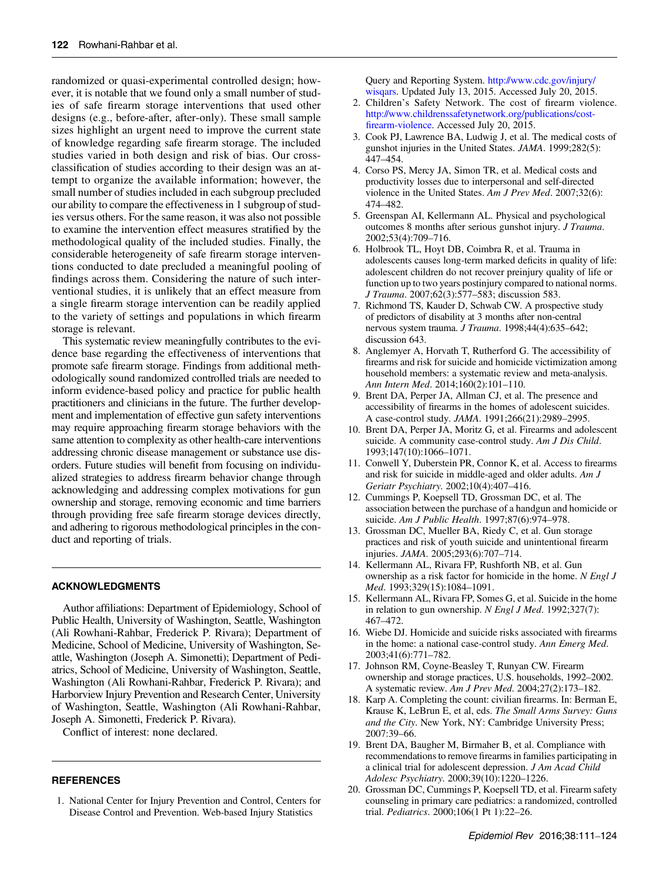randomized or quasi-experimental controlled design; however, it is notable that we found only a small number of studies of safe firearm storage interventions that used other designs (e.g., before-after, after-only). These small sample sizes highlight an urgent need to improve the current state of knowledge regarding safe firearm storage. The included studies varied in both design and risk of bias. Our cross-classification of studies according to their design was an attempt to organize the available information; however, the small number of studies included in each subgroup precluded our ability to compare the effectiveness in 1 subgroup of studies versus others. For the same reason, it was also not possible to examine the intervention effect measures stratified by the methodological quality of the included studies. Finally, the considerable heterogeneity of safe firearm storage interventions conducted to date precluded a meaningful pooling of findings across them. Considering the nature of such interventional studies, it is unlikely that an effect measure from a single firearm storage intervention can be readily applied to the variety of settings and populations in which firearm storage is relevant.

This systematic review meaningfully contributes to the evidence base regarding the effectiveness of interventions that promote safe firearm storage. Findings from additional methodologically sound randomized controlled trials are needed to inform evidence-based policy and practice for public health practitioners and clinicians in the future. The further development and implementation of effective gun safety interventions may require approaching firearm storage behaviors with the same attention to complexity as other health-care interventions addressing chronic disease management or substance use disorders. Future studies will benefit from focusing on individualized strategies to address firearm behavior change through acknowledging and addressing complex motivations for gun ownership and storage, removing economic and time barriers through providing free safe firearm storage devices directly, and adhering to rigorous methodological principles in the conduct and reporting of trials.

## ACKNOWLEDGMENTS

Author affiliations: Department of Epidemiology, School of Public Health, University of Washington, Seattle, Washington (Ali Rowhani-Rahbar, Frederick P. Rivara); Department of Medicine, School of Medicine, University of Washington, Seattle, Washington (Joseph A. Simonetti); Department of Pediatrics, School of Medicine, University of Washington, Seattle, Washington (Ali Rowhani-Rahbar, Frederick P. Rivara); and Harborview Injury Prevention and Research Center, University of Washington, Seattle, Washington (Ali Rowhani-Rahbar, Joseph A. Simonetti, Frederick P. Rivara).

Conflict of interest: none declared.

## REFERENCES

1. National Center for Injury Prevention and Control, Centers for Disease Control and Prevention. Web-based Injury Statistics Query and Reporting System. http://www.cdc.gov/injury/wisqars. Updated July 13, 2015. Accessed July 20, 2015.
2. Children's Safety Network. The cost of firearm violence. http://www.childrenssafetynetwork.org/publications/cost-firearm-violence. Accessed July 20, 2015.
3. Cook PJ, Lawrence BA, Ludwig J, et al. The medical costs of gunshot injuries in the United States. *JAMA*. 1999;282(5):447–454.
4. Corso PS, Mercy JA, Simon TR, et al. Medical costs and productivity losses due to interpersonal and self-directed violence in the United States. *Am J Prev Med*. 2007;32(6):474–482.
5. Greenspan AI, Kellermann AL. Physical and psychological outcomes 8 months after serious gunshot injury. *J Trauma*. 2002;53(4):709–716.
6. Holbrook TL, Hoyt DB, Coimbra R, et al. Trauma in adolescents causes long-term marked deficits in quality of life: adolescent children do not recover preinjury quality of life or function up to two years postinjury compared to national norms. *J Trauma*. 2007;62(3):577–583; discussion 583.
7. Richmond TS, Kauder D, Schwab CW. A prospective study of predictors of disability at 3 months after non-central nervous system trauma. *J Trauma*. 1998;44(4):635–642; discussion 643.
8. Anglemyer A, Horvath T, Rutherford G. The accessibility of firearms and risk for suicide and homicide victimization among household members: a systematic review and meta-analysis. *Ann Intern Med*. 2014;160(2):101–110.
9. Brent DA, Perper JA, Allman CJ, et al. The presence and accessibility of firearms in the homes of adolescent suicides. A case-control study. *JAMA*. 1991;266(21):2989–2995.
10. Brent DA, Perper JA, Moritz G, et al. Firearms and adolescent suicide. A community case-control study. *Am J Dis Child*. 1993;147(10):1066–1071.
11. Conwell Y, Duberstein PR, Connor K, et al. Access to firearms and risk for suicide in middle-aged and older adults. *Am J Geriatr Psychiatry*. 2002;10(4):407–416.
12. Cummings P, Koepsell TD, Grossman DC, et al. The association between the purchase of a handgun and homicide or suicide. *Am J Public Health*. 1997;87(6):974–978.
13. Grossman DC, Mueller BA, Riedy C, et al. Gun storage practices and risk of youth suicide and unintentional firearm injuries. *JAMA*. 2005;293(6):707–714.
14. Kellermann AL, Rivara FP, Rushforth NB, et al. Gun ownership as a risk factor for homicide in the home. *N Engl J Med*. 1993;329(15):1084–1091.
15. Kellermann AL, Rivara FP, Somes G, et al. Suicide in the home in relation to gun ownership. *N Engl J Med*. 1992;327(7):467–472.
16. Wiebe DJ. Homicide and suicide risks associated with firearms in the home: a national case-control study. *Ann Emerg Med*. 2003;41(6):771–782.
17. Johnson RM, Coyne-Beasley T, Runyan CW. Firearm ownership and storage practices, U.S. households, 1992–2002. A systematic review. *Am J Prev Med*. 2004;27(2):173–182.
18. Karp A. Completing the count: civilian firearms. In: Berman E, Krause K, LeBrun E, et al, eds. *The Small Arms Survey: Guns and the City*. New York, NY: Cambridge University Press; 2007:39–66.
19. Brent DA, Baugher M, Birmaher B, et al. Compliance with recommendations to remove firearms in families participating in a clinical trial for adolescent depression. *J Am Acad Child Adolesc Psychiatry*. 2000;39(10):1220–1226.
20. Grossman DC, Cummings P, Koepsell TD, et al. Firearm safety counseling in primary care pediatrics: a randomized, controlled trial. *Pediatrics*. 2000;106(1 Pt 1):22–26.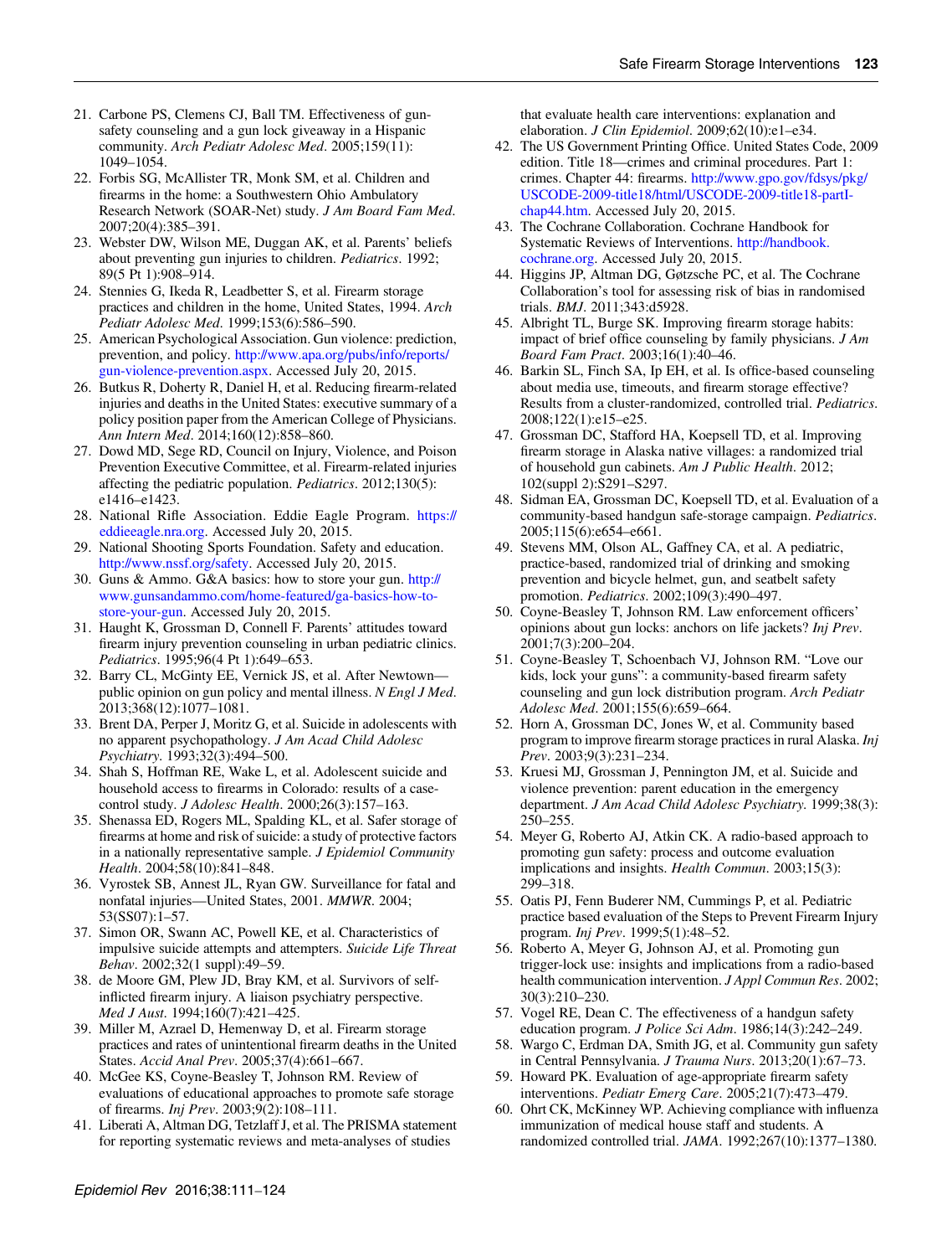21. Carbone PS, Clemens CJ, Ball TM. Effectiveness of gun-safety counseling and a gun lock giveaway in a Hispanic community. *Arch Pediatr Adolesc Med*. 2005;159(11):1049–1054.
22. Forbis SG, McAllister TR, Monk SM, et al. Children and firearms in the home: a Southwestern Ohio Ambulatory Research Network (SOAR-Net) study. *J Am Board Fam Med*. 2007;20(4):385–391.
23. Webster DW, Wilson ME, Duggan AK, et al. Parents' beliefs about preventing gun injuries to children. *Pediatrics*. 1992;89(5 Pt 1):908–914.
24. Stennies G, Ikeda R, Leadbetter S, et al. Firearm storage practices and children in the home, United States, 1994. *Arch Pediatr Adolesc Med*. 1999;153(6):586–590.
25. American Psychological Association. Gun violence: prediction, prevention, and policy. http://www.apa.org/pubs/info/reports/gun-violence-prevention.aspx. Accessed July 20, 2015.
26. Butkus R, Doherty R, Daniel H, et al. Reducing firearm-related injuries and deaths in the United States: executive summary of a policy position paper from the American College of Physicians. *Ann Intern Med*. 2014;160(12):858–860.
27. Dowd MD, Sege RD, Council on Injury, Violence, and Poison Prevention Executive Committee, et al. Firearm-related injuries affecting the pediatric population. *Pediatrics*. 2012;130(5):e1416–e1423.
28. National Rifle Association. Eddie Eagle Program. https://eddieeagle.nra.org. Accessed July 20, 2015.
29. National Shooting Sports Foundation. Safety and education. http://www.nssf.org/safety. Accessed July 20, 2015.
30. Guns & Ammo. G&A basics: how to store your gun. http://www.gunsandammo.com/home-featured/ga-basics-how-to-store-your-gun. Accessed July 20, 2015.
31. Haught K, Grossman D, Connell F. Parents' attitudes toward firearm injury prevention counseling in urban pediatric clinics. *Pediatrics*. 1995;96(4 Pt 1):649–653.
32. Barry CL, McGinty EE, Vernick JS, et al. After Newtown—public opinion on gun policy and mental illness. *N Engl J Med*. 2013;368(12):1077–1081.
33. Brent DA, Perper J, Moritz G, et al. Suicide in adolescents with no apparent psychopathology. *J Am Acad Child Adolesc Psychiatry*. 1993;32(3):494–500.
34. Shah S, Hoffman RE, Wake L, et al. Adolescent suicide and household access to firearms in Colorado: results of a case-control study. *J Adolesc Health*. 2000;26(3):157–163.
35. Shenassa ED, Rogers ML, Spalding KL, et al. Safer storage of firearms at home and risk of suicide: a study of protective factors in a nationally representative sample. *J Epidemiol Community Health*. 2004;58(10):841–848.
36. Vyrostek SB, Annest JL, Ryan GW. Surveillance for fatal and nonfatal injuries—United States, 2001. *MMWR*. 2004;53(SS07):1–57.
37. Simon OR, Swann AC, Powell KE, et al. Characteristics of impulsive suicide attempts and attempters. *Suicide Life Threat Behav*. 2002;32(1 suppl):49–59.
38. de Moore GM, Plew JD, Bray KM, et al. Survivors of self-inflicted firearm injury. A liaison psychiatry perspective. *Med J Aust*. 1994;160(7):421–425.
39. Miller M, Azrael D, Hemenway D, et al. Firearm storage practices and rates of unintentional firearm deaths in the United States. *Accid Anal Prev*. 2005;37(4):661–667.
40. McGee KS, Coyne-Beasley T, Johnson RM. Review of evaluations of educational approaches to promote safe storage of firearms. *Inj Prev*. 2003;9(2):108–111.
41. Liberati A, Altman DG, Tetzlaff J, et al. The PRISMA statement for reporting systematic reviews and meta-analyses of studies that evaluate health care interventions: explanation and elaboration. *J Clin Epidemiol*. 2009;62(10):e1–e34.
42. The US Government Printing Office. United States Code, 2009 edition. Title 18—crimes and criminal procedures. Part 1: crimes. Chapter 44: firearms. http://www.gpo.gov/fdsys/pkg/USCODE-2009-title18/html/USCODE-2009-title18-partI-chap44.htm. Accessed July 20, 2015.
43. The Cochrane Collaboration. Cochrane Handbook for Systematic Reviews of Interventions. http://handbook.cochrane.org. Accessed July 20, 2015.
44. Higgins JP, Altman DG, Gøtzsche PC, et al. The Cochrane Collaboration's tool for assessing risk of bias in randomised trials. *BMJ*. 2011;343:d5928.
45. Albright TL, Burge SK. Improving firearm storage habits: impact of brief office counseling by family physicians. *J Am Board Fam Pract*. 2003;16(1):40–46.
46. Barkin SL, Finch SA, Ip EH, et al. Is office-based counseling about media use, timeouts, and firearm storage effective? Results from a cluster-randomized, controlled trial. *Pediatrics*. 2008;122(1):e15–e25.
47. Grossman DC, Stafford HA, Koepsell TD, et al. Improving firearm storage in Alaska native villages: a randomized trial of household gun cabinets. *Am J Public Health*. 2012;102(suppl 2):S291–S297.
48. Sidman EA, Grossman DC, Koepsell TD, et al. Evaluation of a community-based handgun safe-storage campaign. *Pediatrics*. 2005;115(6):e654–e661.
49. Stevens MM, Olson AL, Gaffney CA, et al. A pediatric, practice-based, randomized trial of drinking and smoking prevention and bicycle helmet, gun, and seatbelt safety promotion. *Pediatrics*. 2002;109(3):490–497.
50. Coyne-Beasley T, Johnson RM. Law enforcement officers' opinions about gun locks: anchors on life jackets? *Inj Prev*. 2001;7(3):200–204.
51. Coyne-Beasley T, Schoenbach VJ, Johnson RM. "Love our kids, lock your guns": a community-based firearm safety counseling and gun lock distribution program. *Arch Pediatr Adolesc Med*. 2001;155(6):659–664.
52. Horn A, Grossman DC, Jones W, et al. Community based program to improve firearm storage practices in rural Alaska. *Inj Prev*. 2003;9(3):231–234.
53. Kruesi MJ, Grossman J, Pennington JM, et al. Suicide and violence prevention: parent education in the emergency department. *J Am Acad Child Adolesc Psychiatry*. 1999;38(3):250–255.
54. Meyer G, Roberto AJ, Atkin CK. A radio-based approach to promoting gun safety: process and outcome evaluation implications and insights. *Health Commun*. 2003;15(3):299–318.
55. Oatis PJ, Fenn Buderer NM, Cummings P, et al. Pediatric practice based evaluation of the Steps to Prevent Firearm Injury program. *Inj Prev*. 1999;5(1):48–52.
56. Roberto A, Meyer G, Johnson AJ, et al. Promoting gun trigger-lock use: insights and implications from a radio-based health communication intervention. *J Appl Commun Res*. 2002;30(3):210–230.
57. Vogel RE, Dean C. The effectiveness of a handgun safety education program. *J Police Sci Adm*. 1986;14(3):242–249.
58. Wargo C, Erdman DA, Smith JG, et al. Community gun safety in Central Pennsylvania. *J Trauma Nurs*. 2013;20(1):67–73.
59. Howard PK. Evaluation of age-appropriate firearm safety interventions. *Pediatr Emerg Care*. 2005;21(7):473–479.
60. Ohrt CK, McKinney WP. Achieving compliance with influenza immunization of medical house staff and students. A randomized controlled trial. *JAMA*. 1992;267(10):1377–1380.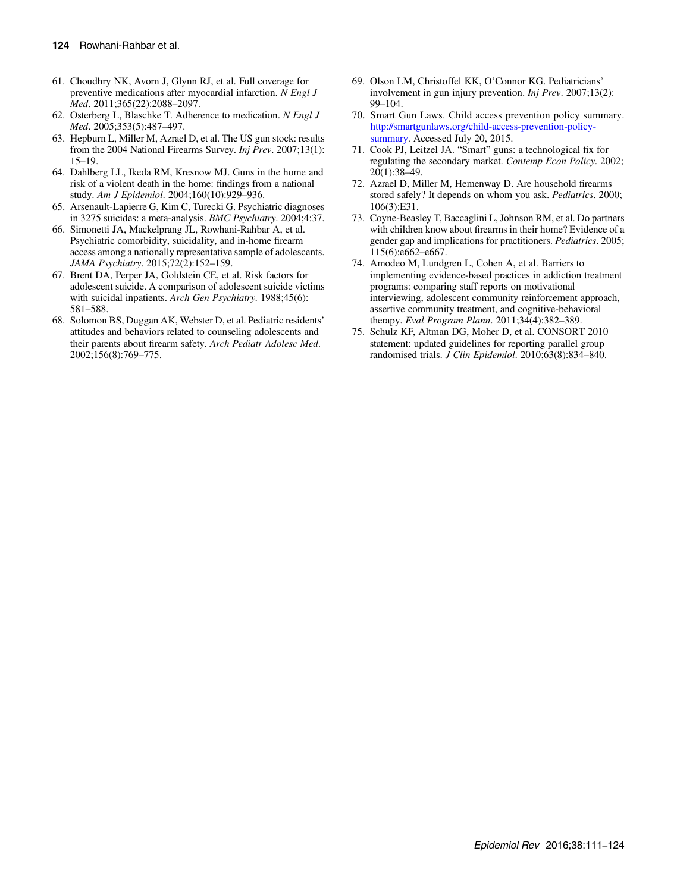61. Choudhry NK, Avorn J, Glynn RJ, et al. Full coverage for preventive medications after myocardial infarction. *N Engl J Med*. 2011;365(22):2088–2097.
62. Osterberg L, Blaschke T. Adherence to medication. *N Engl J Med*. 2005;353(5):487–497.
63. Hepburn L, Miller M, Azrael D, et al. The US gun stock: results from the 2004 National Firearms Survey. *Inj Prev*. 2007;13(1):15–19.
64. Dahlberg LL, Ikeda RM, Kresnow MJ. Guns in the home and risk of a violent death in the home: findings from a national study. *Am J Epidemiol*. 2004;160(10):929–936.
65. Arsenault-Lapierre G, Kim C, Turecki G. Psychiatric diagnoses in 3275 suicides: a meta-analysis. *BMC Psychiatry*. 2004;4:37.
66. Simonetti JA, Mackelprang JL, Rowhani-Rahbar A, et al. Psychiatric comorbidity, suicidality, and in-home firearm access among a nationally representative sample of adolescents. *JAMA Psychiatry*. 2015;72(2):152–159.
67. Brent DA, Perper JA, Goldstein CE, et al. Risk factors for adolescent suicide. A comparison of adolescent suicide victims with suicidal inpatients. *Arch Gen Psychiatry*. 1988;45(6):581–588.
68. Solomon BS, Duggan AK, Webster D, et al. Pediatric residents' attitudes and behaviors related to counseling adolescents and their parents about firearm safety. *Arch Pediatr Adolesc Med*. 2002;156(8):769–775.
69. Olson LM, Christoffel KK, O'Connor KG. Pediatricians' involvement in gun injury prevention. *Inj Prev*. 2007;13(2):99–104.
70. Smart Gun Laws. Child access prevention policy summary. http://smartgunlaws.org/child-access-prevention-policy-summary. Accessed July 20, 2015.
71. Cook PJ, Leitzel JA. "Smart" guns: a technological fix for regulating the secondary market. *Contemp Econ Policy*. 2002;20(1):38–49.
72. Azrael D, Miller M, Hemenway D. Are household firearms stored safely? It depends on whom you ask. *Pediatrics*. 2000;106(3):E31.
73. Coyne-Beasley T, Baccaglini L, Johnson RM, et al. Do partners with children know about firearms in their home? Evidence of a gender gap and implications for practitioners. *Pediatrics*. 2005;115(6):e662–e667.
74. Amodeo M, Lundgren L, Cohen A, et al. Barriers to implementing evidence-based practices in addiction treatment programs: comparing staff reports on motivational interviewing, adolescent community reinforcement approach, assertive community treatment, and cognitive-behavioral therapy. *Eval Program Plann*. 2011;34(4):382–389.
75. Schulz KF, Altman DG, Moher D, et al. CONSORT 2010 statement: updated guidelines for reporting parallel group randomised trials. *J Clin Epidemiol*. 2010;63(8):834–840.